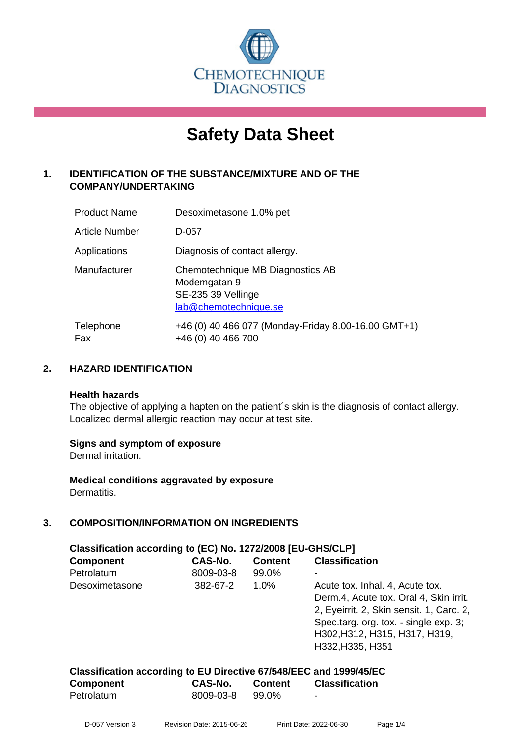# Safety Data Sheet

## 1. IDENTIFICATION OF THE SUBSTANCE/MIXTURE AND OF THE COMPANY/UNDERTAKING

| | |
|---|---|
| Product Name | Desoximetasone 1.0% pet |
| Article Number | D-057 |
| Applications | Diagnosis of contact allergy. |
| Manufacturer | Chemotechnique MB Diagnostics AB<br>Modemgatan 9<br>SE-235 39 Vellinge<br>lab@chemotechnique.se |
| Telephone<br>Fax | +46 (0) 40 466 077 (Monday-Friday 8.00-16.00 GMT+1)<br>+46 (0) 40 466 700 |

## 2. HAZARD IDENTIFICATION

**Health hazards**

The objective of applying a hapten on the patient´s skin is the diagnosis of contact allergy. Localized dermal allergic reaction may occur at test site.

**Signs and symptom of exposure**

Dermal irritation.

**Medical conditions aggravated by exposure**

Dermatitis.

## 3. COMPOSITION/INFORMATION ON INGREDIENTS

**Classification according to (EC) No. 1272/2008 [EU-GHS/CLP]**

| Component | CAS-No. | Content | Classification |
|---|---|---|---|
| Petrolatum | 8009-03-8 | 99.0% | - |
| Desoximetasone | 382-67-2 | 1.0% | Acute tox. Inhal. 4, Acute tox. Derm.4, Acute tox. Oral 4, Skin irrit. 2, Eyeirrit. 2, Skin sensit. 1, Carc. 2, Spec.targ. org. tox. - single exp. 3; H302,H312, H315, H317, H319, H332,H335, H351 |

**Classification according to EU Directive 67/548/EEC and 1999/45/EC**

| Component | CAS-No. | Content | Classification |
|---|---|---|---|
| Petrolatum | 8009-03-8 | 99.0% | - |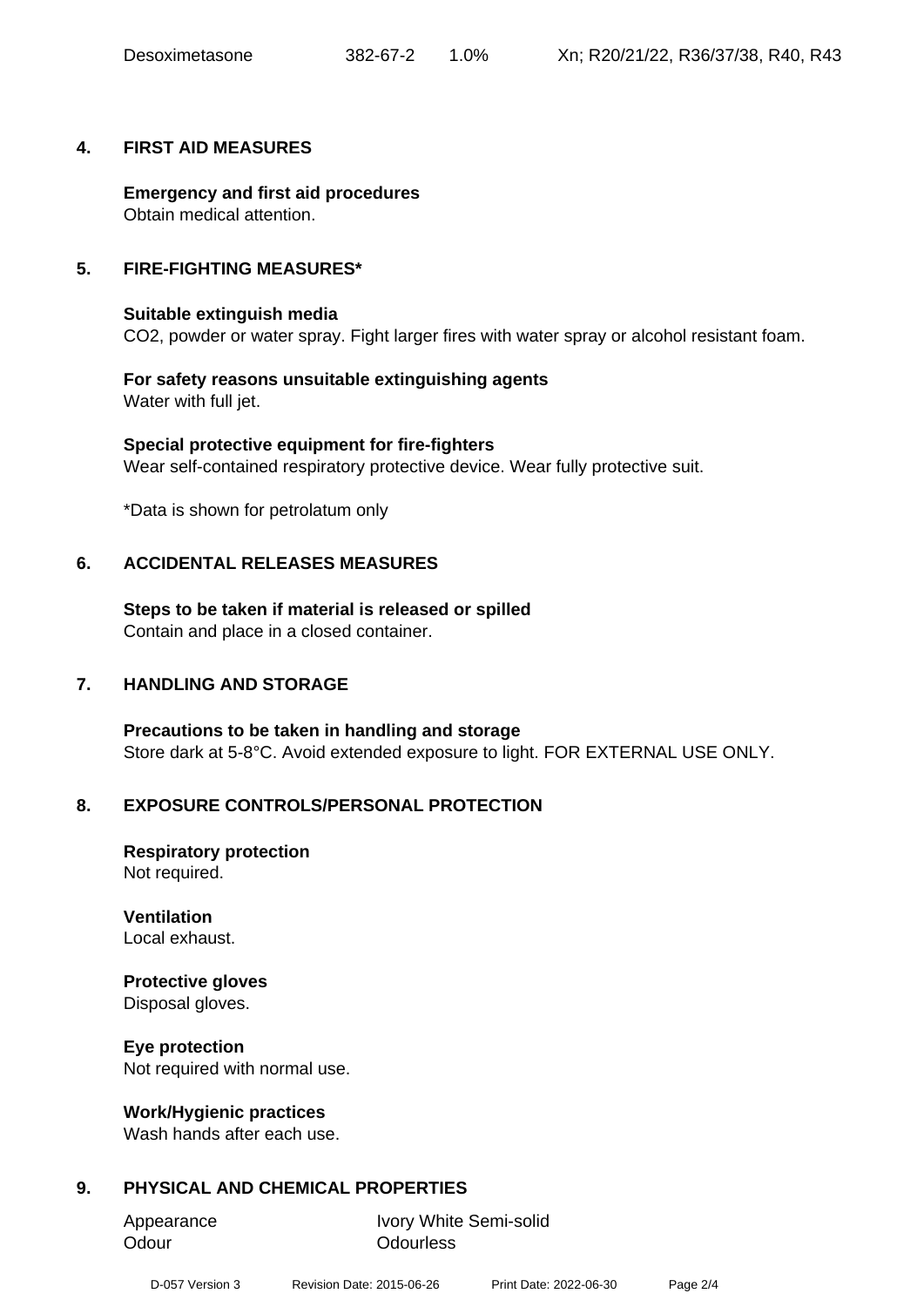| Desoximetasone | 382-67-2 | 1.0% | Xn; R20/21/22, R36/37/38, R40, R43 |
|---|---|---|---|

## 4. FIRST AID MEASURES

**Emergency and first aid procedures**
Obtain medical attention.

## 5. FIRE-FIGHTING MEASURES*

**Suitable extinguish media**
$CO_2$, powder or water spray. Fight larger fires with water spray or alcohol resistant foam.

**For safety reasons unsuitable extinguishing agents**
Water with full jet.

**Special protective equipment for fire-fighters**
Wear self-contained respiratory protective device. Wear fully protective suit.

*Data is shown for petrolatum only

## 6. ACCIDENTAL RELEASES MEASURES

**Steps to be taken if material is released or spilled**
Contain and place in a closed container.

## 7. HANDLING AND STORAGE

**Precautions to be taken in handling and storage**
Store dark at 5-8°C. Avoid extended exposure to light. FOR EXTERNAL USE ONLY.

## 8. EXPOSURE CONTROLS/PERSONAL PROTECTION

**Respiratory protection**
Not required.

**Ventilation**
Local exhaust.

**Protective gloves**
Disposal gloves.

**Eye protection**
Not required with normal use.

**Work/Hygienic practices**
Wash hands after each use.

## 9. PHYSICAL AND CHEMICAL PROPERTIES

| Appearance | Ivory White Semi-solid |
|---|---|
| Odour | Odourless |

D-057 Version 3 Revision Date: 2015-06-26 Print Date: 2022-06-30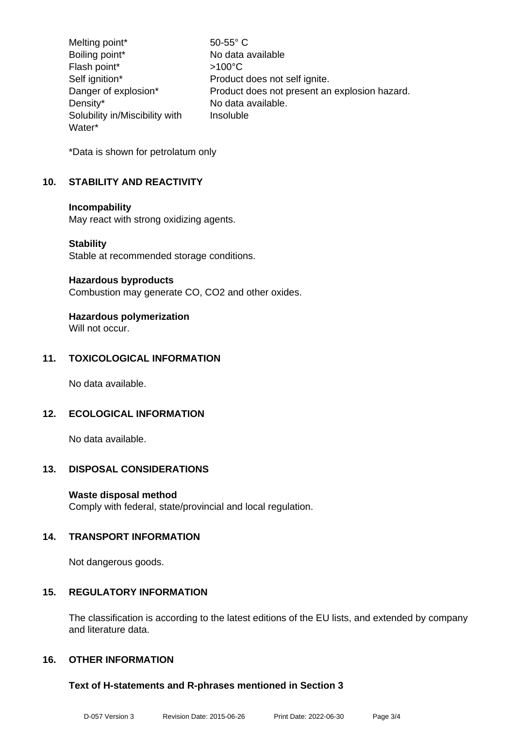| | |
|---|---|
| Melting point* | 50-55° C |
| Boiling point* | No data available |
| Flash point* | >100°C |
| Self ignition* | Product does not self ignite. |
| Danger of explosion* | Product does not present an explosion hazard. |
| Density* | No data available. |
| Solubility in/Miscibility with Water* | Insoluble |

*Data is shown for petrolatum only

## 10. STABILITY AND REACTIVITY

**Incompability**
May react with strong oxidizing agents.

**Stability**
Stable at recommended storage conditions.

**Hazardous byproducts**
Combustion may generate CO, $CO_2$ and other oxides.

**Hazardous polymerization**
Will not occur.

## 11. TOXICOLOGICAL INFORMATION

No data available.

## 12. ECOLOGICAL INFORMATION

No data available.

## 13. DISPOSAL CONSIDERATIONS

**Waste disposal method**
Comply with federal, state/provincial and local regulation.

## 14. TRANSPORT INFORMATION

Not dangerous goods.

## 15. REGULATORY INFORMATION

The classification is according to the latest editions of the EU lists, and extended by company and literature data.

## 16. OTHER INFORMATION

**Text of H-statements and R-phrases mentioned in Section 3**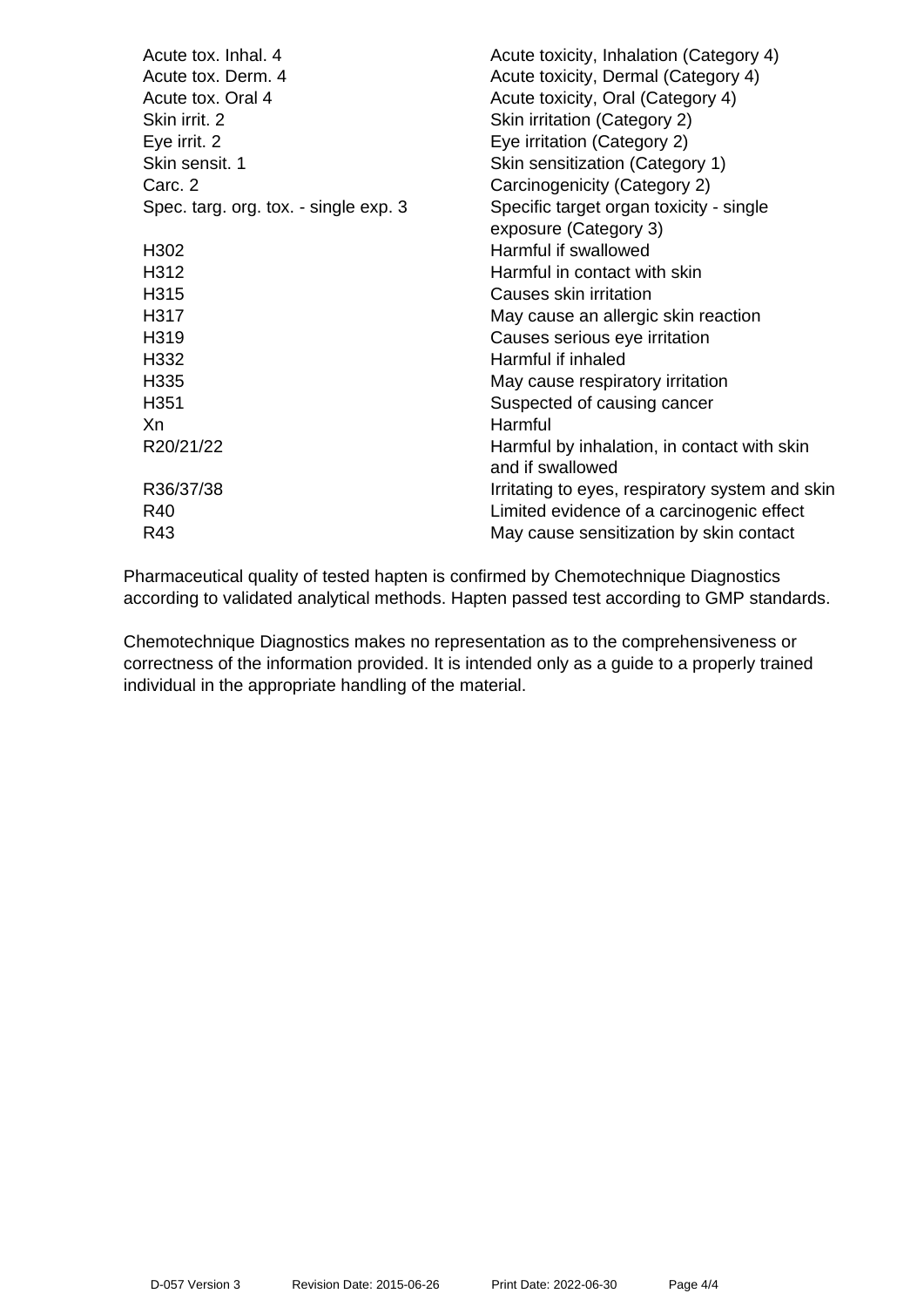| | |
|---|---|
| Acute tox. Inhal. 4 | Acute toxicity, Inhalation (Category 4) |
| Acute tox. Derm. 4 | Acute toxicity, Dermal (Category 4) |
| Acute tox. Oral 4 | Acute toxicity, Oral (Category 4) |
| Skin irrit. 2 | Skin irritation (Category 2) |
| Eye irrit. 2 | Eye irritation (Category 2) |
| Skin sensit. 1 | Skin sensitization (Category 1) |
| Carc. 2 | Carcinogenicity (Category 2) |
| Spec. targ. org. tox. - single exp. 3 | Specific target organ toxicity - single exposure (Category 3) |
| H302 | Harmful if swallowed |
| H312 | Harmful in contact with skin |
| H315 | Causes skin irritation |
| H317 | May cause an allergic skin reaction |
| H319 | Causes serious eye irritation |
| H332 | Harmful if inhaled |
| H335 | May cause respiratory irritation |
| H351 | Suspected of causing cancer |
| Xn | Harmful |
| R20/21/22 | Harmful by inhalation, in contact with skin and if swallowed |
| R36/37/38 | Irritating to eyes, respiratory system and skin |
| R40 | Limited evidence of a carcinogenic effect |
| R43 | May cause sensitization by skin contact |

Pharmaceutical quality of tested hapten is confirmed by Chemotechnique Diagnostics according to validated analytical methods. Hapten passed test according to GMP standards.

Chemotechnique Diagnostics makes no representation as to the comprehensiveness or correctness of the information provided. It is intended only as a guide to a properly trained individual in the appropriate handling of the material.

D-057 Version 3 Revision Date: 2015-06-26 Print Date: 2022-06-30